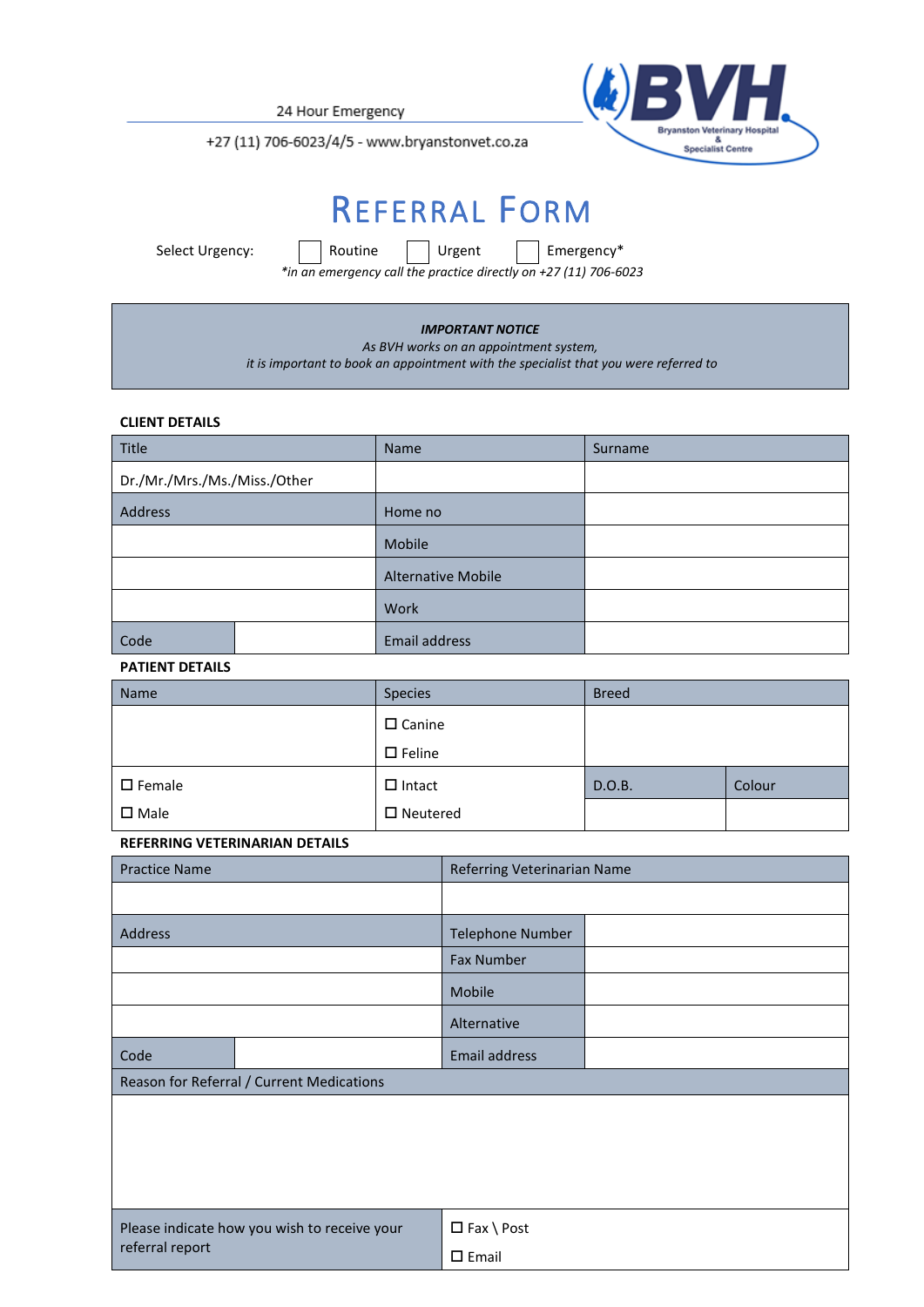24 Hour Emergency

+27 (11) 706-6023/4/5 - www.bryanstonvet.co.za

BVH
Bryanston Veterinary Hospital & Specialist Centre

# REFERRAL FORM

Select Urgency: ☐ Routine ☐ Urgent ☐ Emergency*

*in an emergency call the practice directly on +27 (11) 706-6023*

***IMPORTANT NOTICE***
*As BVH works on an appointment system,*
*it is important to book an appointment with the specialist that you were referred to*

**CLIENT DETAILS**

| Title | | Name | Surname |
|---|---|---|---|
| Dr./Mr./Mrs./Ms./Miss./Other | | | |
| Address | | Home no | |
| | | Mobile | |
| | | Alternative Mobile | |
| | | Work | |
| Code | | Email address | |

**PATIENT DETAILS**

| Name | Species | Breed | |
|---|---|---|---|
| | ☐ Canine<br>☐ Feline | | |
| ☐ Female<br>☐ Male | ☐ Intact<br>☐ Neutered | D.O.B. | Colour |
| | | | |

**REFERRING VETERINARIAN DETAILS**

| Practice Name | | Referring Veterinarian Name | |
|---|---|---|---|
| | | | |
| Address | | Telephone Number | |
| | | Fax Number | |
| | | Mobile | |
| | | Alternative | |
| Code | | Email address | |
| Reason for Referral / Current Medications | | | |
| | | | |
| Please indicate how you wish to receive your referral report | | ☐ Fax \ Post<br>☐ Email | |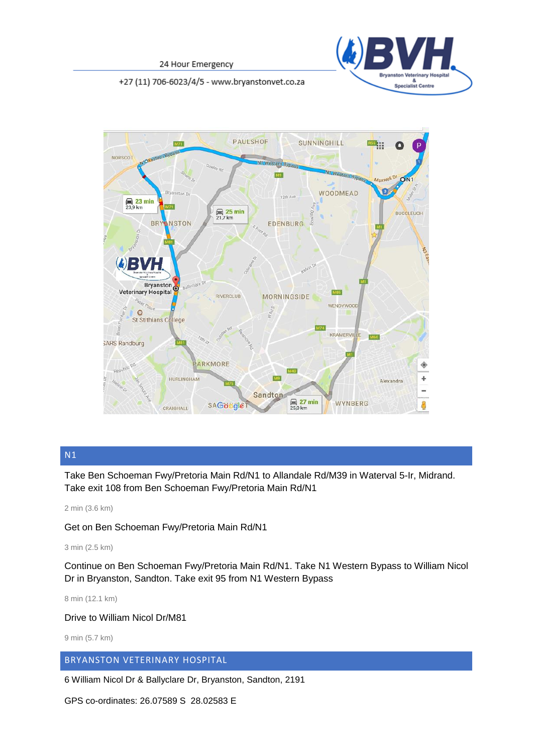## N1

Take Ben Schoeman Fwy/Pretoria Main Rd/N1 to Allandale Rd/M39 in Waterval 5-Ir, Midrand. Take exit 108 from Ben Schoeman Fwy/Pretoria Main Rd/N1

2 min (3.6 km)

Get on Ben Schoeman Fwy/Pretoria Main Rd/N1

3 min (2.5 km)

Continue on Ben Schoeman Fwy/Pretoria Main Rd/N1. Take N1 Western Bypass to William Nicol Dr in Bryanston, Sandton. Take exit 95 from N1 Western Bypass

8 min (12.1 km)

Drive to William Nicol Dr/M81

9 min (5.7 km)

## BRYANSTON VETERINARY HOSPITAL

6 William Nicol Dr & Ballyclare Dr, Bryanston, Sandton, 2191

GPS co-ordinates: 26.07589 S  28.02583 E